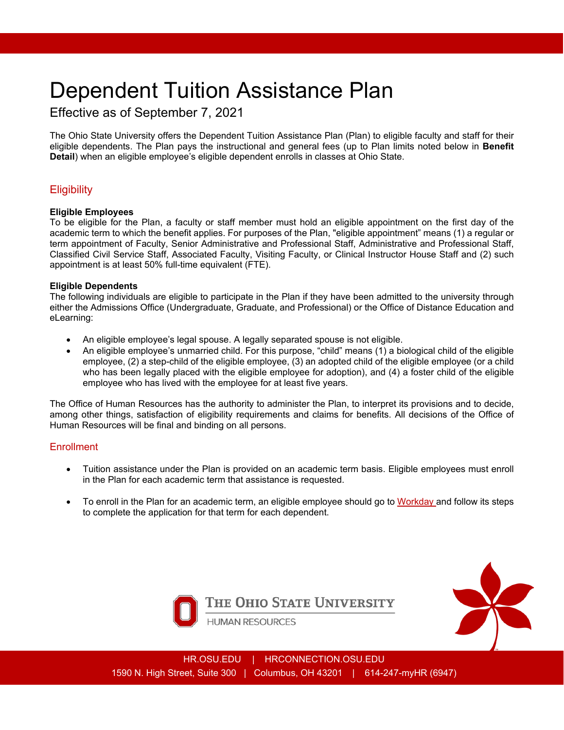# Dependent Tuition Assistance Plan

Effective as of September 7, 2021

The Ohio State University offers the Dependent Tuition Assistance Plan (Plan) to eligible faculty and staff for their eligible dependents. The Plan pays the instructional and general fees (up to Plan limits noted below in **Benefit Detail**) when an eligible employee's eligible dependent enrolls in classes at Ohio State.

## Eligibility

**Eligible Employees**
To be eligible for the Plan, a faculty or staff member must hold an eligible appointment on the first day of the academic term to which the benefit applies. For purposes of the Plan, "eligible appointment" means (1) a regular or term appointment of Faculty, Senior Administrative and Professional Staff, Administrative and Professional Staff, Classified Civil Service Staff, Associated Faculty, Visiting Faculty, or Clinical Instructor House Staff and (2) such appointment is at least 50% full-time equivalent (FTE).

**Eligible Dependents**
The following individuals are eligible to participate in the Plan if they have been admitted to the university through either the Admissions Office (Undergraduate, Graduate, and Professional) or the Office of Distance Education and eLearning:

- An eligible employee's legal spouse. A legally separated spouse is not eligible.
- An eligible employee's unmarried child. For this purpose, "child" means (1) a biological child of the eligible employee, (2) a step-child of the eligible employee, (3) an adopted child of the eligible employee (or a child who has been legally placed with the eligible employee for adoption), and (4) a foster child of the eligible employee who has lived with the employee for at least five years.

The Office of Human Resources has the authority to administer the Plan, to interpret its provisions and to decide, among other things, satisfaction of eligibility requirements and claims for benefits. All decisions of the Office of Human Resources will be final and binding on all persons.

## Enrollment

- Tuition assistance under the Plan is provided on an academic term basis. Eligible employees must enroll in the Plan for each academic term that assistance is requested.
- To enroll in the Plan for an academic term, an eligible employee should go to Workday and follow its steps to complete the application for that term for each dependent.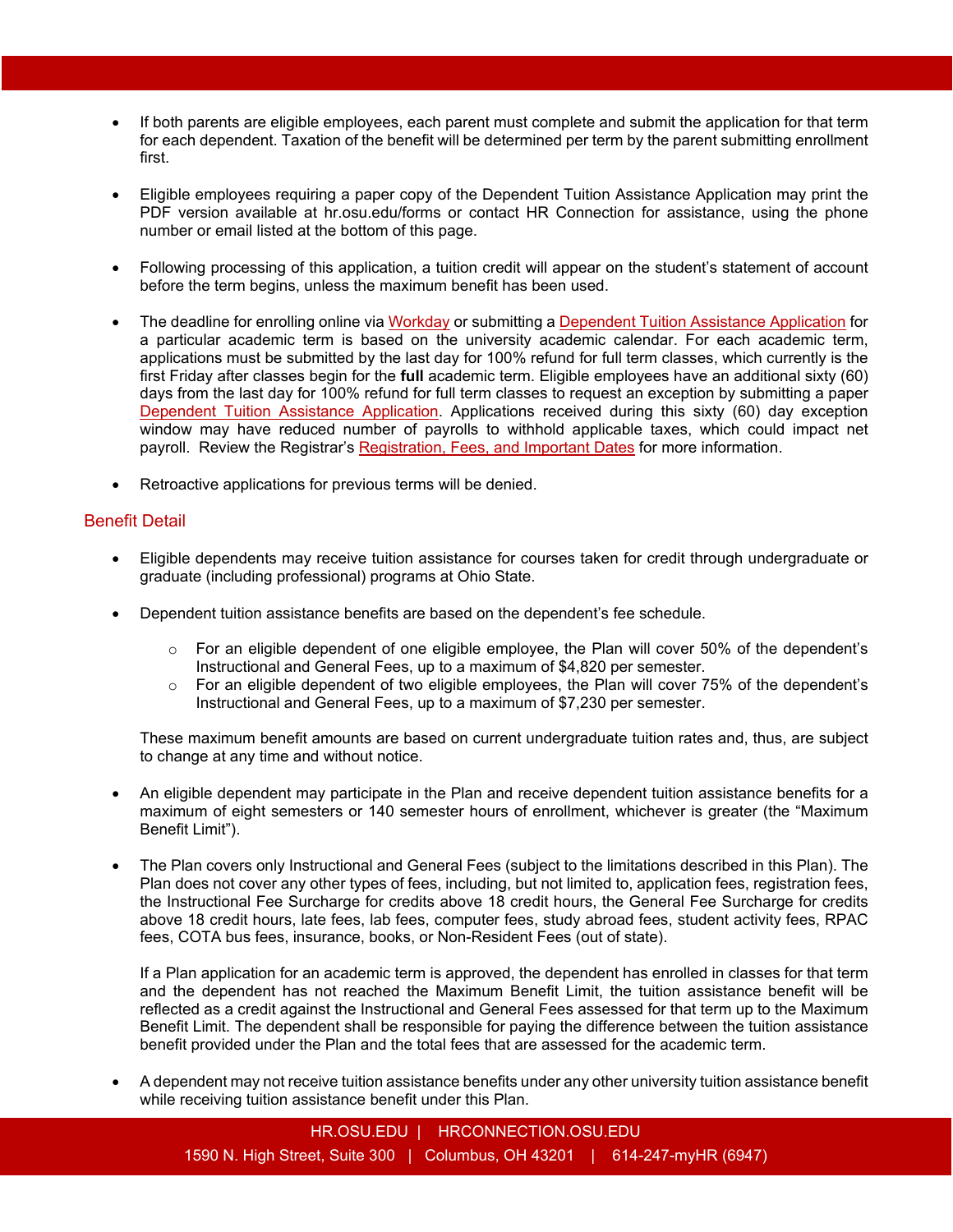- If both parents are eligible employees, each parent must complete and submit the application for that term for each dependent. Taxation of the benefit will be determined per term by the parent submitting enrollment first.

- Eligible employees requiring a paper copy of the Dependent Tuition Assistance Application may print the PDF version available at hr.osu.edu/forms or contact HR Connection for assistance, using the phone number or email listed at the bottom of this page.

- Following processing of this application, a tuition credit will appear on the student's statement of account before the term begins, unless the maximum benefit has been used.

- The deadline for enrolling online via Workday or submitting a Dependent Tuition Assistance Application for a particular academic term is based on the university academic calendar. For each academic term, applications must be submitted by the last day for 100% refund for full term classes, which currently is the first Friday after classes begin for the **full** academic term. Eligible employees have an additional sixty (60) days from the last day for 100% refund for full term classes to request an exception by submitting a paper Dependent Tuition Assistance Application. Applications received during this sixty (60) day exception window may have reduced number of payrolls to withhold applicable taxes, which could impact net payroll. Review the Registrar's Registration, Fees, and Important Dates for more information.

- Retroactive applications for previous terms will be denied.

## Benefit Detail

- Eligible dependents may receive tuition assistance for courses taken for credit through undergraduate or graduate (including professional) programs at Ohio State.

- Dependent tuition assistance benefits are based on the dependent's fee schedule.
  - For an eligible dependent of one eligible employee, the Plan will cover 50% of the dependent's Instructional and General Fees, up to a maximum of $4,820 per semester.
  - For an eligible dependent of two eligible employees, the Plan will cover 75% of the dependent's Instructional and General Fees, up to a maximum of $7,230 per semester.

  These maximum benefit amounts are based on current undergraduate tuition rates and, thus, are subject to change at any time and without notice.

- An eligible dependent may participate in the Plan and receive dependent tuition assistance benefits for a maximum of eight semesters or 140 semester hours of enrollment, whichever is greater (the "Maximum Benefit Limit").

- The Plan covers only Instructional and General Fees (subject to the limitations described in this Plan). The Plan does not cover any other types of fees, including, but not limited to, application fees, registration fees, the Instructional Fee Surcharge for credits above 18 credit hours, the General Fee Surcharge for credits above 18 credit hours, late fees, lab fees, computer fees, study abroad fees, student activity fees, RPAC fees, COTA bus fees, insurance, books, or Non-Resident Fees (out of state).

  If a Plan application for an academic term is approved, the dependent has enrolled in classes for that term and the dependent has not reached the Maximum Benefit Limit, the tuition assistance benefit will be reflected as a credit against the Instructional and General Fees assessed for that term up to the Maximum Benefit Limit. The dependent shall be responsible for paying the difference between the tuition assistance benefit provided under the Plan and the total fees that are assessed for the academic term.

- A dependent may not receive tuition assistance benefits under any other university tuition assistance benefit while receiving tuition assistance benefit under this Plan.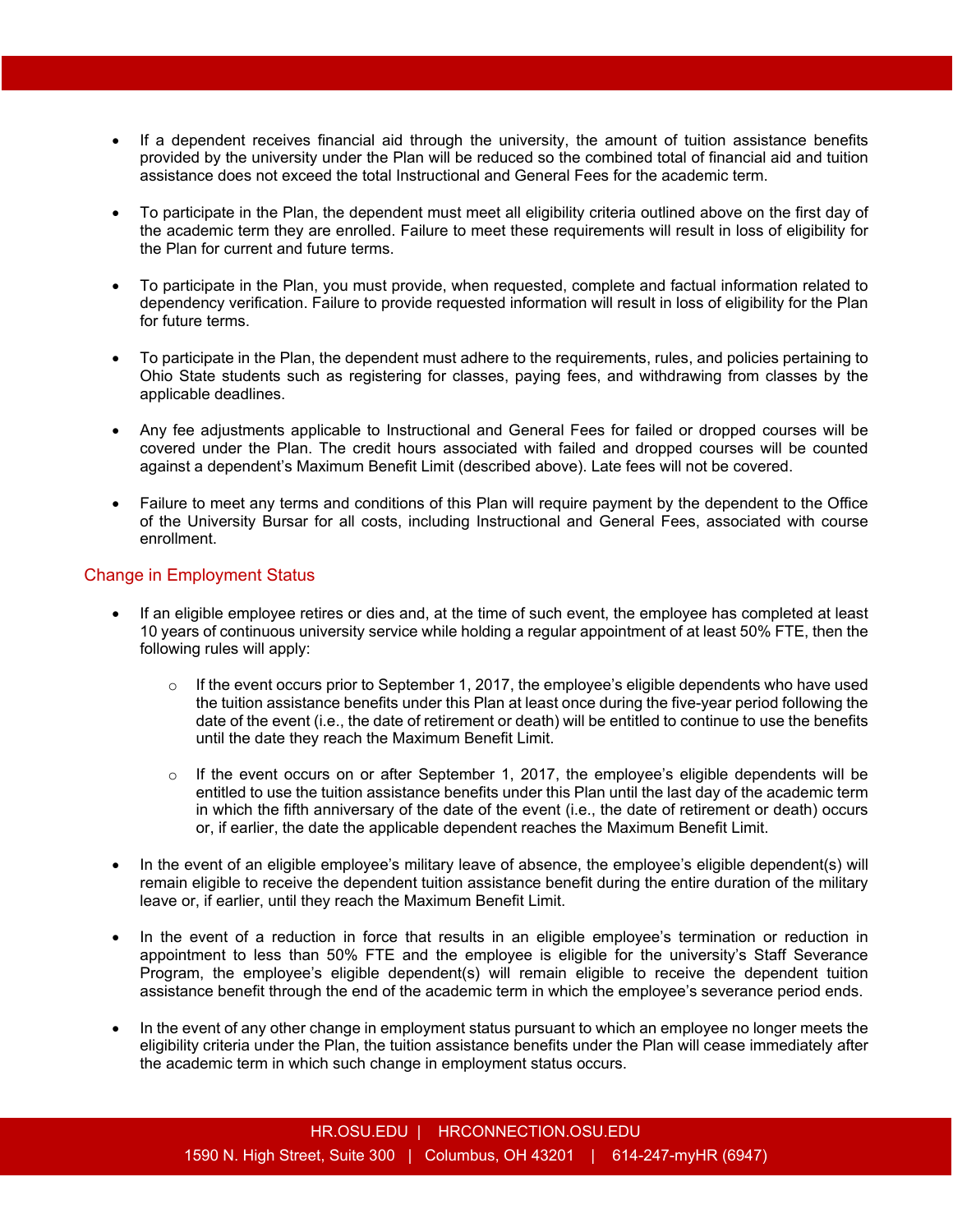- If a dependent receives financial aid through the university, the amount of tuition assistance benefits provided by the university under the Plan will be reduced so the combined total of financial aid and tuition assistance does not exceed the total Instructional and General Fees for the academic term.

- To participate in the Plan, the dependent must meet all eligibility criteria outlined above on the first day of the academic term they are enrolled. Failure to meet these requirements will result in loss of eligibility for the Plan for current and future terms.

- To participate in the Plan, you must provide, when requested, complete and factual information related to dependency verification. Failure to provide requested information will result in loss of eligibility for the Plan for future terms.

- To participate in the Plan, the dependent must adhere to the requirements, rules, and policies pertaining to Ohio State students such as registering for classes, paying fees, and withdrawing from classes by the applicable deadlines.

- Any fee adjustments applicable to Instructional and General Fees for failed or dropped courses will be covered under the Plan. The credit hours associated with failed and dropped courses will be counted against a dependent's Maximum Benefit Limit (described above). Late fees will not be covered.

- Failure to meet any terms and conditions of this Plan will require payment by the dependent to the Office of the University Bursar for all costs, including Instructional and General Fees, associated with course enrollment.

## Change in Employment Status

- If an eligible employee retires or dies and, at the time of such event, the employee has completed at least 10 years of continuous university service while holding a regular appointment of at least 50% FTE, then the following rules will apply:

  - If the event occurs prior to September 1, 2017, the employee's eligible dependents who have used the tuition assistance benefits under this Plan at least once during the five-year period following the date of the event (i.e., the date of retirement or death) will be entitled to continue to use the benefits until the date they reach the Maximum Benefit Limit.

  - If the event occurs on or after September 1, 2017, the employee's eligible dependents will be entitled to use the tuition assistance benefits under this Plan until the last day of the academic term in which the fifth anniversary of the date of the event (i.e., the date of retirement or death) occurs or, if earlier, the date the applicable dependent reaches the Maximum Benefit Limit.

- In the event of an eligible employee's military leave of absence, the employee's eligible dependent(s) will remain eligible to receive the dependent tuition assistance benefit during the entire duration of the military leave or, if earlier, until they reach the Maximum Benefit Limit.

- In the event of a reduction in force that results in an eligible employee's termination or reduction in appointment to less than 50% FTE and the employee is eligible for the university's Staff Severance Program, the employee's eligible dependent(s) will remain eligible to receive the dependent tuition assistance benefit through the end of the academic term in which the employee's severance period ends.

- In the event of any other change in employment status pursuant to which an employee no longer meets the eligibility criteria under the Plan, the tuition assistance benefits under the Plan will cease immediately after the academic term in which such change in employment status occurs.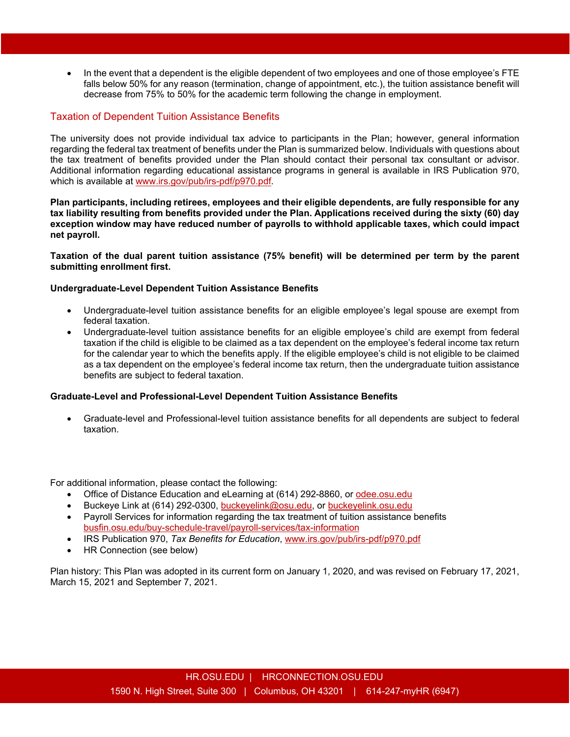- In the event that a dependent is the eligible dependent of two employees and one of those employee's FTE falls below 50% for any reason (termination, change of appointment, etc.), the tuition assistance benefit will decrease from 75% to 50% for the academic term following the change in employment.

## Taxation of Dependent Tuition Assistance Benefits

The university does not provide individual tax advice to participants in the Plan; however, general information regarding the federal tax treatment of benefits under the Plan is summarized below. Individuals with questions about the tax treatment of benefits provided under the Plan should contact their personal tax consultant or advisor. Additional information regarding educational assistance programs in general is available in IRS Publication 970, which is available at www.irs.gov/pub/irs-pdf/p970.pdf.

**Plan participants, including retirees, employees and their eligible dependents, are fully responsible for any tax liability resulting from benefits provided under the Plan. Applications received during the sixty (60) day exception window may have reduced number of payrolls to withhold applicable taxes, which could impact net payroll.**

**Taxation of the dual parent tuition assistance (75% benefit) will be determined per term by the parent submitting enrollment first.**

**Undergraduate-Level Dependent Tuition Assistance Benefits**

- Undergraduate-level tuition assistance benefits for an eligible employee's legal spouse are exempt from federal taxation.
- Undergraduate-level tuition assistance benefits for an eligible employee's child are exempt from federal taxation if the child is eligible to be claimed as a tax dependent on the employee's federal income tax return for the calendar year to which the benefits apply. If the eligible employee's child is not eligible to be claimed as a tax dependent on the employee's federal income tax return, then the undergraduate tuition assistance benefits are subject to federal taxation.

**Graduate-Level and Professional-Level Dependent Tuition Assistance Benefits**

- Graduate-level and Professional-level tuition assistance benefits for all dependents are subject to federal taxation.

For additional information, please contact the following:

- Office of Distance Education and eLearning at (614) 292-8860, or odee.osu.edu
- Buckeye Link at (614) 292-0300, buckeyelink@osu.edu, or buckeyelink.osu.edu
- Payroll Services for information regarding the tax treatment of tuition assistance benefits busfin.osu.edu/buy-schedule-travel/payroll-services/tax-information
- IRS Publication 970, *Tax Benefits for Education*, www.irs.gov/pub/irs-pdf/p970.pdf
- HR Connection (see below)

Plan history: This Plan was adopted in its current form on January 1, 2020, and was revised on February 17, 2021, March 15, 2021 and September 7, 2021.

HR.OSU.EDU | HRCONNECTION.OSU.EDU

1590 N. High Street, Suite 300 | Columbus, OH 43201 | 614-247-myHR (6947)